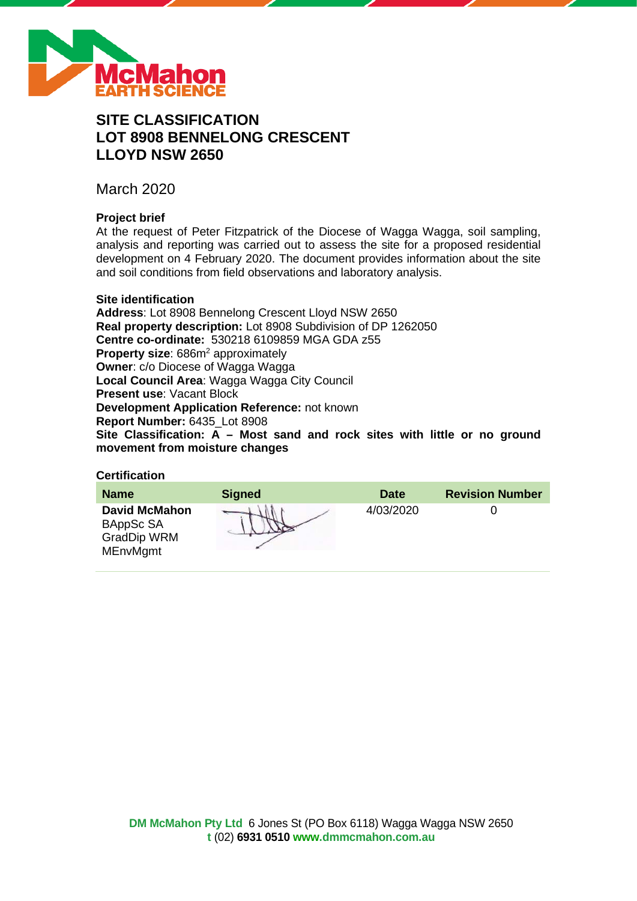# SITE CLASSIFICATION
# LOT 8908 BENNELONG CRESCENT
# LLOYD NSW 2650

March 2020

### Project brief

At the request of Peter Fitzpatrick of the Diocese of Wagga Wagga, soil sampling, analysis and reporting was carried out to assess the site for a proposed residential development on 4 February 2020. The document provides information about the site and soil conditions from field observations and laboratory analysis.

### Site identification

**Address**: Lot 8908 Bennelong Crescent Lloyd NSW 2650
**Real property description:** Lot 8908 Subdivision of DP 1262050
**Centre co-ordinate:** 530218 6109859 MGA GDA z55
**Property size**: 686m$^2$ approximately
**Owner**: c/o Diocese of Wagga Wagga
**Local Council Area**: Wagga Wagga City Council
**Present use**: Vacant Block
**Development Application Reference:** not known
**Report Number:** 6435_Lot 8908
**Site Classification: A – Most sand and rock sites with little or no ground movement from moisture changes**

### Certification

| Name | Signed | Date | Revision Number |
|---|---|---|---|
| **David McMahon** BAppSc SA GradDip WRM MEnvMgmt | | 4/03/2020 | 0 |

**DM McMahon Pty Ltd** 6 Jones St (PO Box 6118) Wagga Wagga NSW 2650
**t** (02) **6931 0510** **www.dmmcmahon.com.au**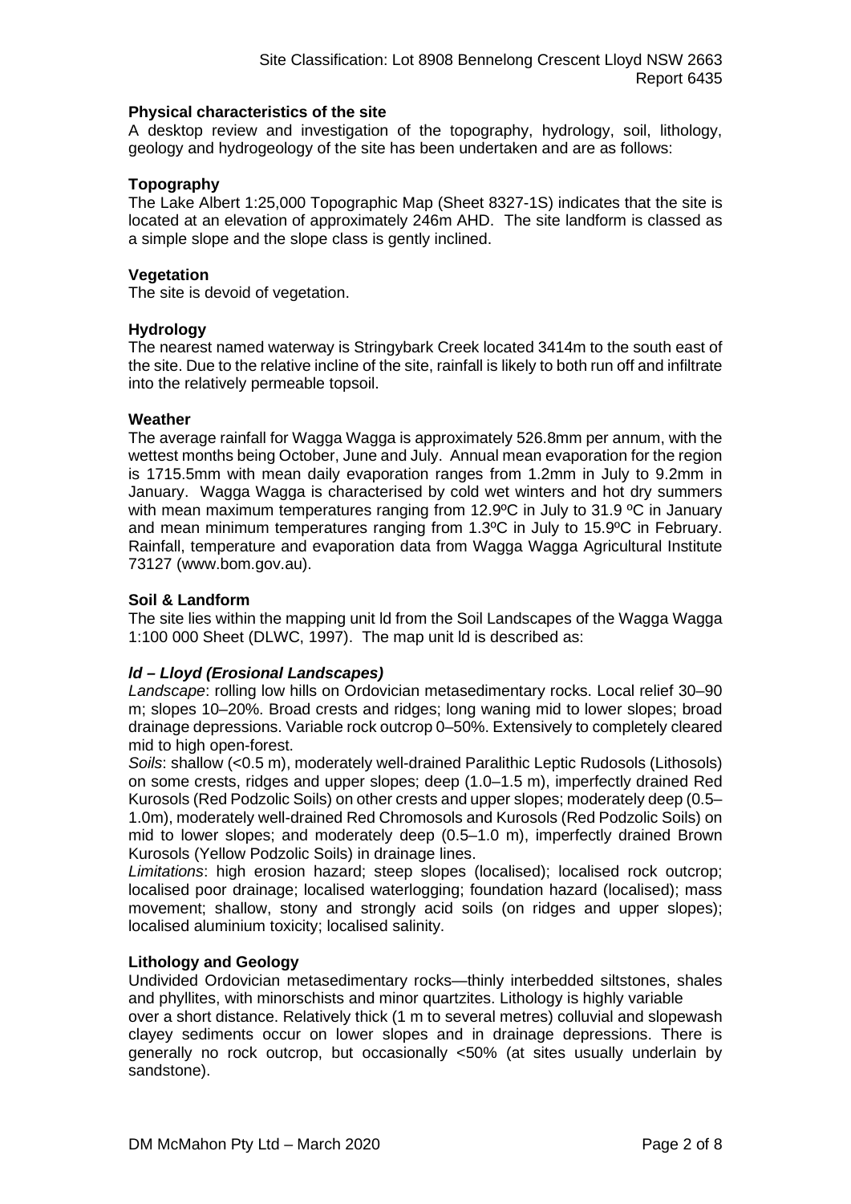## Physical characteristics of the site

A desktop review and investigation of the topography, hydrology, soil, lithology, geology and hydrogeology of the site has been undertaken and are as follows:

### Topography

The Lake Albert 1:25,000 Topographic Map (Sheet 8327-1S) indicates that the site is located at an elevation of approximately 246m AHD. The site landform is classed as a simple slope and the slope class is gently inclined.

### Vegetation

The site is devoid of vegetation.

### Hydrology

The nearest named waterway is Stringybark Creek located 3414m to the south east of the site. Due to the relative incline of the site, rainfall is likely to both run off and infiltrate into the relatively permeable topsoil.

### Weather

The average rainfall for Wagga Wagga is approximately 526.8mm per annum, with the wettest months being October, June and July. Annual mean evaporation for the region is 1715.5mm with mean daily evaporation ranges from 1.2mm in July to 9.2mm in January. Wagga Wagga is characterised by cold wet winters and hot dry summers with mean maximum temperatures ranging from 12.9ºC in July to 31.9 ºC in January and mean minimum temperatures ranging from 1.3ºC in July to 15.9ºC in February. Rainfall, temperature and evaporation data from Wagga Wagga Agricultural Institute 73127 (www.bom.gov.au).

### Soil & Landform

The site lies within the mapping unit ld from the Soil Landscapes of the Wagga Wagga 1:100 000 Sheet (DLWC, 1997). The map unit ld is described as:

***ld – Lloyd (Erosional Landscapes)***

*Landscape*: rolling low hills on Ordovician metasedimentary rocks. Local relief 30–90 m; slopes 10–20%. Broad crests and ridges; long waning mid to lower slopes; broad drainage depressions. Variable rock outcrop 0–50%. Extensively to completely cleared mid to high open-forest.

*Soils*: shallow (<0.5 m), moderately well-drained Paralithic Leptic Rudosols (Lithosols) on some crests, ridges and upper slopes; deep (1.0–1.5 m), imperfectly drained Red Kurosols (Red Podzolic Soils) on other crests and upper slopes; moderately deep (0.5–1.0m), moderately well-drained Red Chromosols and Kurosols (Red Podzolic Soils) on mid to lower slopes; and moderately deep (0.5–1.0 m), imperfectly drained Brown Kurosols (Yellow Podzolic Soils) in drainage lines.

*Limitations*: high erosion hazard; steep slopes (localised); localised rock outcrop; localised poor drainage; localised waterlogging; foundation hazard (localised); mass movement; shallow, stony and strongly acid soils (on ridges and upper slopes); localised aluminium toxicity; localised salinity.

### Lithology and Geology

Undivided Ordovician metasedimentary rocks—thinly interbedded siltstones, shales and phyllites, with minorschists and minor quartzites. Lithology is highly variable over a short distance. Relatively thick (1 m to several metres) colluvial and slopewash clayey sediments occur on lower slopes and in drainage depressions. There is generally no rock outcrop, but occasionally <50% (at sites usually underlain by sandstone).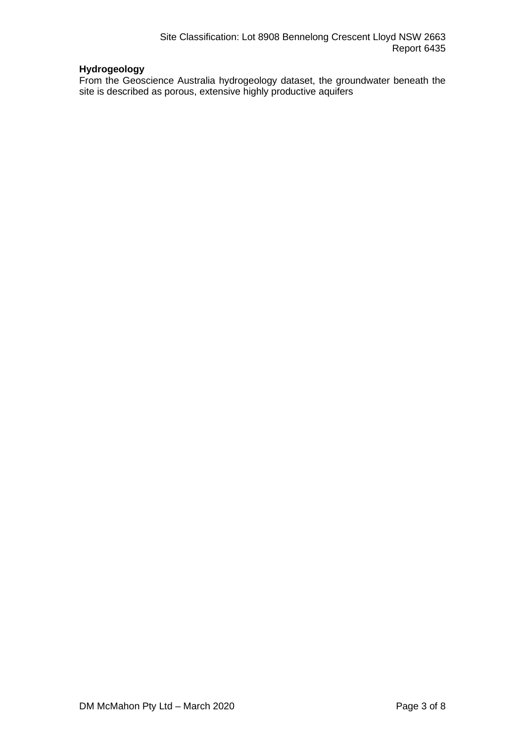**Hydrogeology**

From the Geoscience Australia hydrogeology dataset, the groundwater beneath the site is described as porous, extensive highly productive aquifers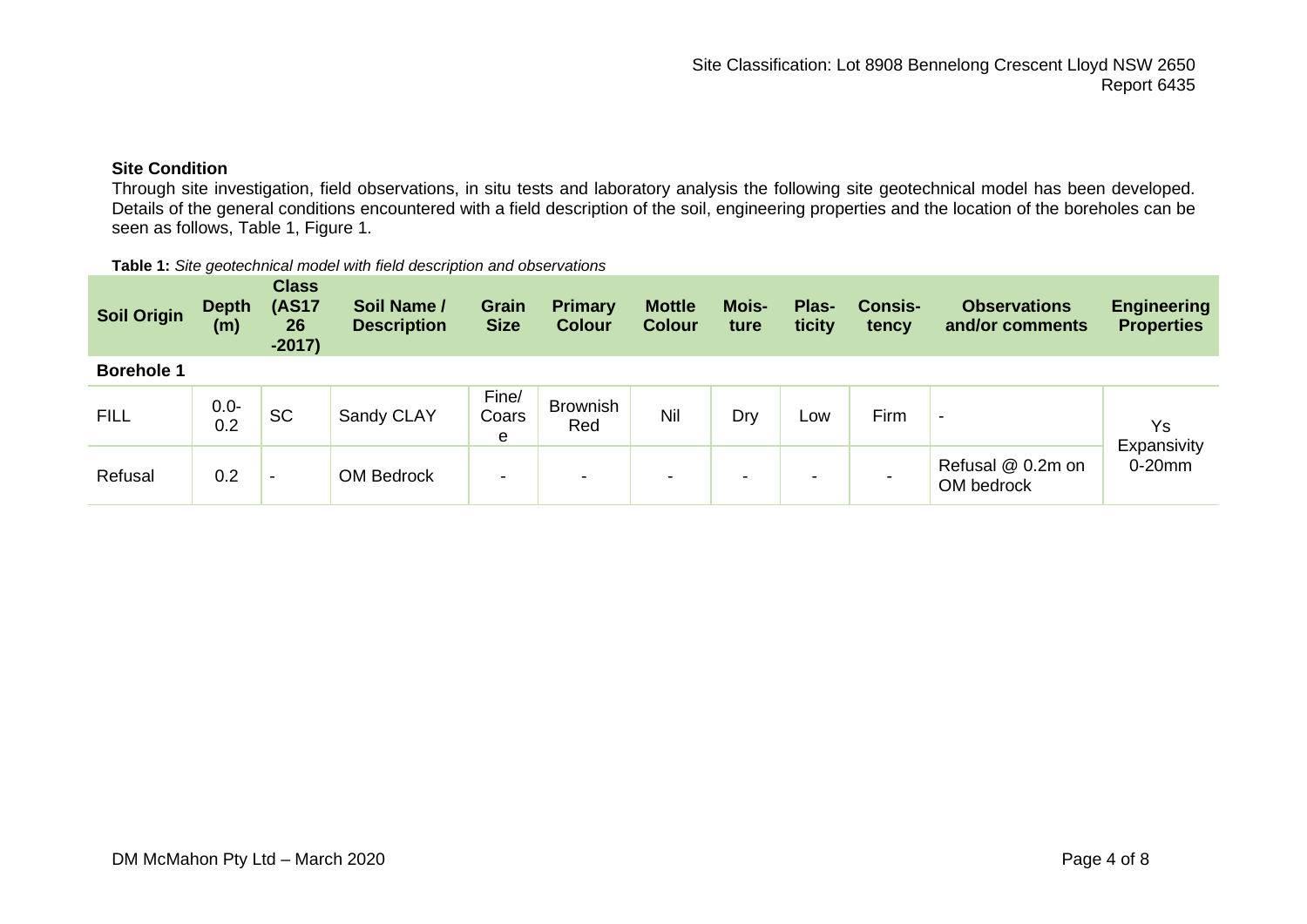### Site Condition

Through site investigation, field observations, in situ tests and laboratory analysis the following site geotechnical model has been developed. Details of the general conditions encountered with a field description of the soil, engineering properties and the location of the boreholes can be seen as follows, Table 1, Figure 1.

**Table 1:** *Site geotechnical model with field description and observations*

| Soil Origin | Depth (m) | Class (AS1726-2017) | Soil Name / Description | Grain Size | Primary Colour | Mottle Colour | Moisture | Plasticity | Consistency | Observations and/or comments | Engineering Properties |
|---|---|---|---|---|---|---|---|---|---|---|---|
| **Borehole 1** | | | | | | | | | | | |
| FILL | 0.0-0.2 | SC | Sandy CLAY | Fine/Coarse | Brownish Red | Nil | Dry | Low | Firm | - | Ys Expansivity 0-20mm |
| Refusal | 0.2 | - | OM Bedrock | - | - | - | - | - | - | Refusal @ 0.2m on OM bedrock | |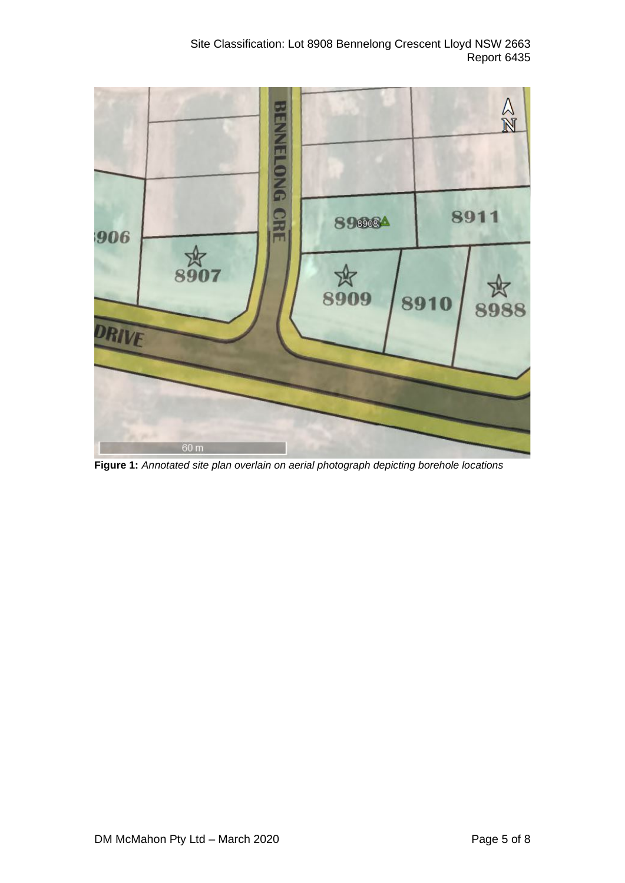**Figure 1:** *Annotated site plan overlain on aerial photograph depicting borehole locations*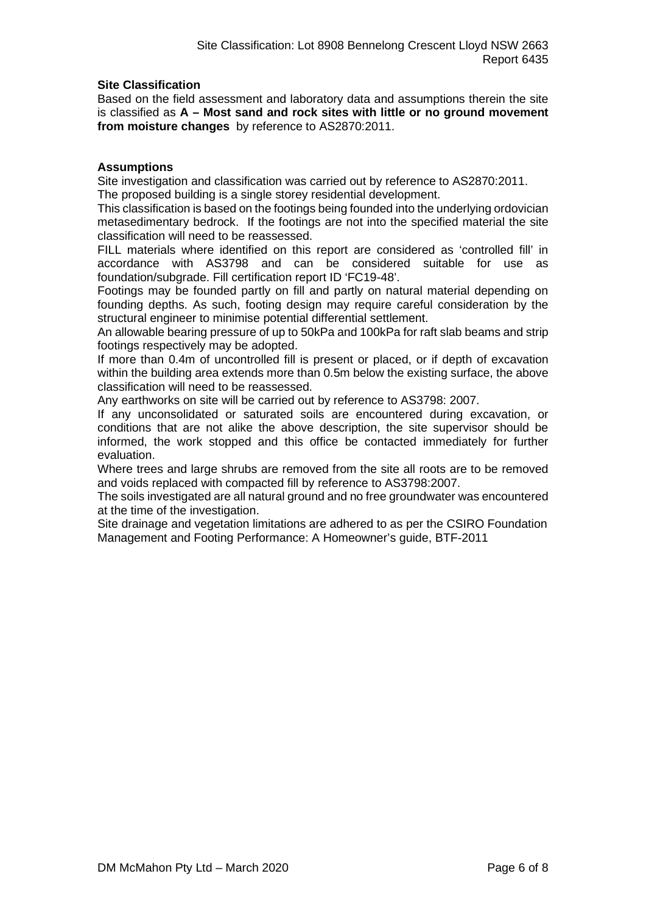**Site Classification**

Based on the field assessment and laboratory data and assumptions therein the site is classified as **A – Most sand and rock sites with little or no ground movement from moisture changes** by reference to AS2870:2011.

**Assumptions**

Site investigation and classification was carried out by reference to AS2870:2011.
The proposed building is a single storey residential development.
This classification is based on the footings being founded into the underlying ordovician metasedimentary bedrock. If the footings are not into the specified material the site classification will need to be reassessed.
FILL materials where identified on this report are considered as 'controlled fill' in accordance with AS3798 and can be considered suitable for use as foundation/subgrade. Fill certification report ID 'FC19-48'.
Footings may be founded partly on fill and partly on natural material depending on founding depths. As such, footing design may require careful consideration by the structural engineer to minimise potential differential settlement.
An allowable bearing pressure of up to 50kPa and 100kPa for raft slab beams and strip footings respectively may be adopted.
If more than 0.4m of uncontrolled fill is present or placed, or if depth of excavation within the building area extends more than 0.5m below the existing surface, the above classification will need to be reassessed.
Any earthworks on site will be carried out by reference to AS3798: 2007.
If any unconsolidated or saturated soils are encountered during excavation, or conditions that are not alike the above description, the site supervisor should be informed, the work stopped and this office be contacted immediately for further evaluation.
Where trees and large shrubs are removed from the site all roots are to be removed and voids replaced with compacted fill by reference to AS3798:2007.
The soils investigated are all natural ground and no free groundwater was encountered at the time of the investigation.
Site drainage and vegetation limitations are adhered to as per the CSIRO Foundation Management and Footing Performance: A Homeowner's guide, BTF-2011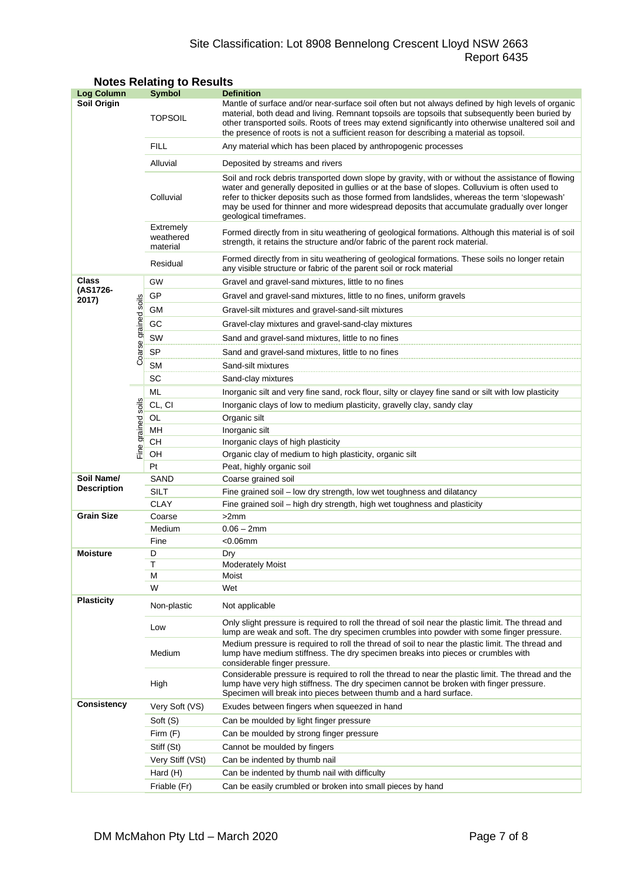## Notes Relating to Results

| Log Column | | Symbol | Definition |
|---|---|---|---|
| Soil Origin | | TOPSOIL | Mantle of surface and/or near-surface soil often but not always defined by high levels of organic material, both dead and living. Remnant topsoils are topsoils that subsequently been buried by other transported soils. Roots of trees may extend significantly into otherwise unaltered soil and the presence of roots is not a sufficient reason for describing a material as topsoil. |
| | | FILL | Any material which has been placed by anthropogenic processes |
| | | Alluvial | Deposited by streams and rivers |
| | | Colluvial | Soil and rock debris transported down slope by gravity, with or without the assistance of flowing water and generally deposited in gullies or at the base of slopes. Colluvium is often used to refer to thicker deposits such as those formed from landslides, whereas the term 'slopewash' may be used for thinner and more widespread deposits that accumulate gradually over longer geological timeframes. |
| | | Extremely weathered material | Formed directly from in situ weathering of geological formations. Although this material is of soil strength, it retains the structure and/or fabric of the parent rock material. |
| | | Residual | Formed directly from in situ weathering of geological formations. These soils no longer retain any visible structure or fabric of the parent soil or rock material |
| Class (AS1726-2017) | Coarse grained soils | GW | Gravel and gravel-sand mixtures, little to no fines |
| | | GP | Gravel and gravel-sand mixtures, little to no fines, uniform gravels |
| | | GM | Gravel-silt mixtures and gravel-sand-silt mixtures |
| | | GC | Gravel-clay mixtures and gravel-sand-clay mixtures |
| | | SW | Sand and gravel-sand mixtures, little to no fines |
| | | SP | Sand and gravel-sand mixtures, little to no fines |
| | | SM | Sand-silt mixtures |
| | | SC | Sand-clay mixtures |
| | Fine grained soils | ML | Inorganic silt and very fine sand, rock flour, silty or clayey fine sand or silt with low plasticity |
| | | CL, CI | Inorganic clays of low to medium plasticity, gravelly clay, sandy clay |
| | | OL | Organic silt |
| | | MH | Inorganic silt |
| | | CH | Inorganic clays of high plasticity |
| | | OH | Organic clay of medium to high plasticity, organic silt |
| | | Pt | Peat, highly organic soil |
| Soil Name/ Description | | SAND | Coarse grained soil |
| | | SILT | Fine grained soil – low dry strength, low wet toughness and dilatancy |
| | | CLAY | Fine grained soil – high dry strength, high wet toughness and plasticity |
| Grain Size | | Coarse | >2mm |
| | | Medium | 0.06 – 2mm |
| | | Fine | <0.06mm |
| Moisture | | D | Dry |
| | | T | Moderately Moist |
| | | M | Moist |
| | | W | Wet |
| Plasticity | | Non-plastic | Not applicable |
| | | Low | Only slight pressure is required to roll the thread of soil near the plastic limit. The thread and lump are weak and soft. The dry specimen crumbles into powder with some finger pressure. |
| | | Medium | Medium pressure is required to roll the thread of soil to near the plastic limit. The thread and lump have medium stiffness. The dry specimen breaks into pieces or crumbles with considerable finger pressure. |
| | | High | Considerable pressure is required to roll the thread to near the plastic limit. The thread and the lump have very high stiffness. The dry specimen cannot be broken with finger pressure. Specimen will break into pieces between thumb and a hard surface. |
| Consistency | | Very Soft (VS) | Exudes between fingers when squeezed in hand |
| | | Soft (S) | Can be moulded by light finger pressure |
| | | Firm (F) | Can be moulded by strong finger pressure |
| | | Stiff (St) | Cannot be moulded by fingers |
| | | Very Stiff (VSt) | Can be indented by thumb nail |
| | | Hard (H) | Can be indented by thumb nail with difficulty |
| | | Friable (Fr) | Can be easily crumbled or broken into small pieces by hand |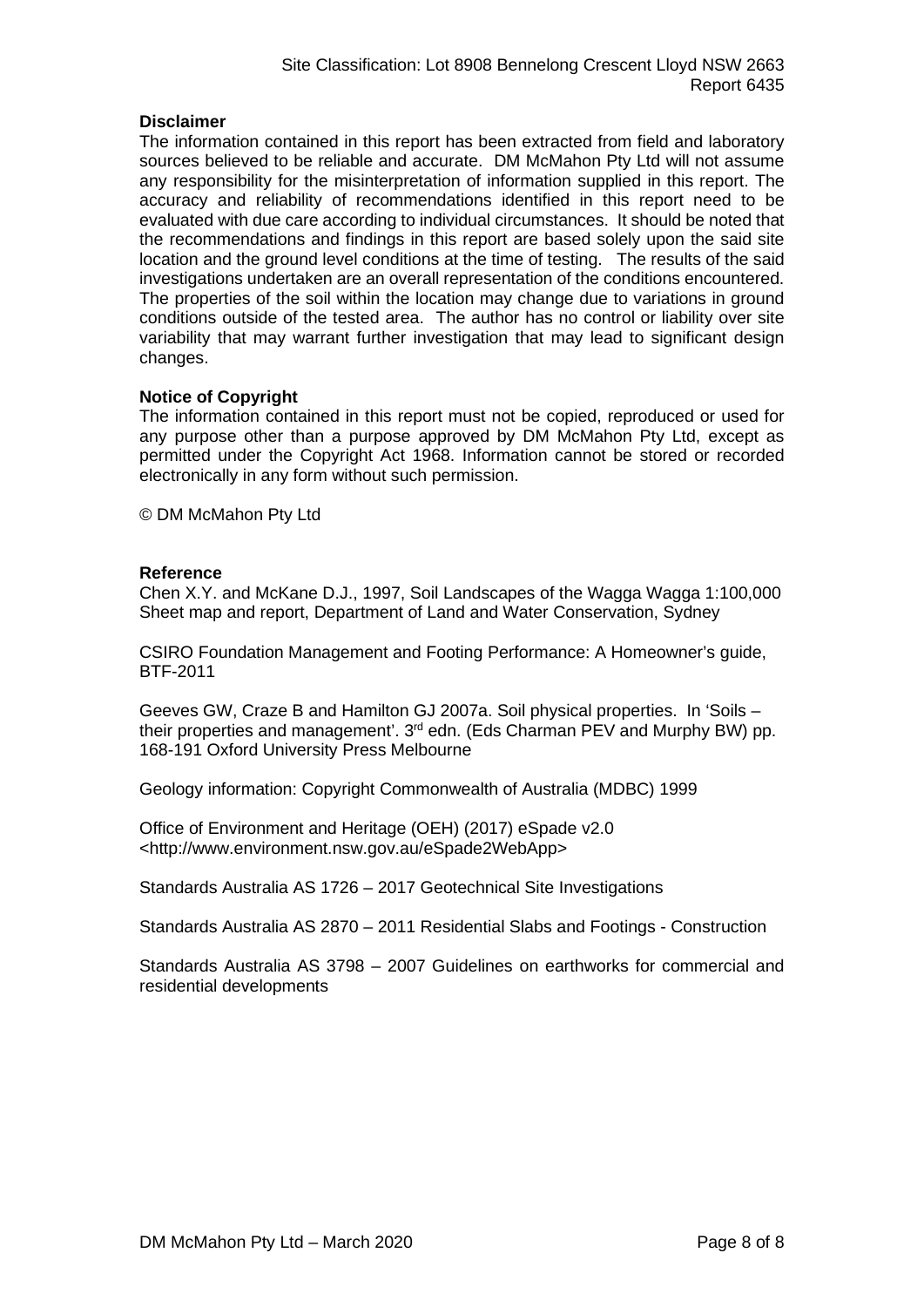**Disclaimer**

The information contained in this report has been extracted from field and laboratory sources believed to be reliable and accurate. DM McMahon Pty Ltd will not assume any responsibility for the misinterpretation of information supplied in this report. The accuracy and reliability of recommendations identified in this report need to be evaluated with due care according to individual circumstances. It should be noted that the recommendations and findings in this report are based solely upon the said site location and the ground level conditions at the time of testing. The results of the said investigations undertaken are an overall representation of the conditions encountered. The properties of the soil within the location may change due to variations in ground conditions outside of the tested area. The author has no control or liability over site variability that may warrant further investigation that may lead to significant design changes.

**Notice of Copyright**

The information contained in this report must not be copied, reproduced or used for any purpose other than a purpose approved by DM McMahon Pty Ltd, except as permitted under the Copyright Act 1968. Information cannot be stored or recorded electronically in any form without such permission.

© DM McMahon Pty Ltd

**Reference**

Chen X.Y. and McKane D.J., 1997, Soil Landscapes of the Wagga Wagga 1:100,000 Sheet map and report, Department of Land and Water Conservation, Sydney

CSIRO Foundation Management and Footing Performance: A Homeowner's guide, BTF-2011

Geeves GW, Craze B and Hamilton GJ 2007a. Soil physical properties. In 'Soils – their properties and management'. 3rd edn. (Eds Charman PEV and Murphy BW) pp. 168-191 Oxford University Press Melbourne

Geology information: Copyright Commonwealth of Australia (MDBC) 1999

Office of Environment and Heritage (OEH) (2017) eSpade v2.0 <http://www.environment.nsw.gov.au/eSpade2WebApp>

Standards Australia AS 1726 – 2017 Geotechnical Site Investigations

Standards Australia AS 2870 – 2011 Residential Slabs and Footings - Construction

Standards Australia AS 3798 – 2007 Guidelines on earthworks for commercial and residential developments